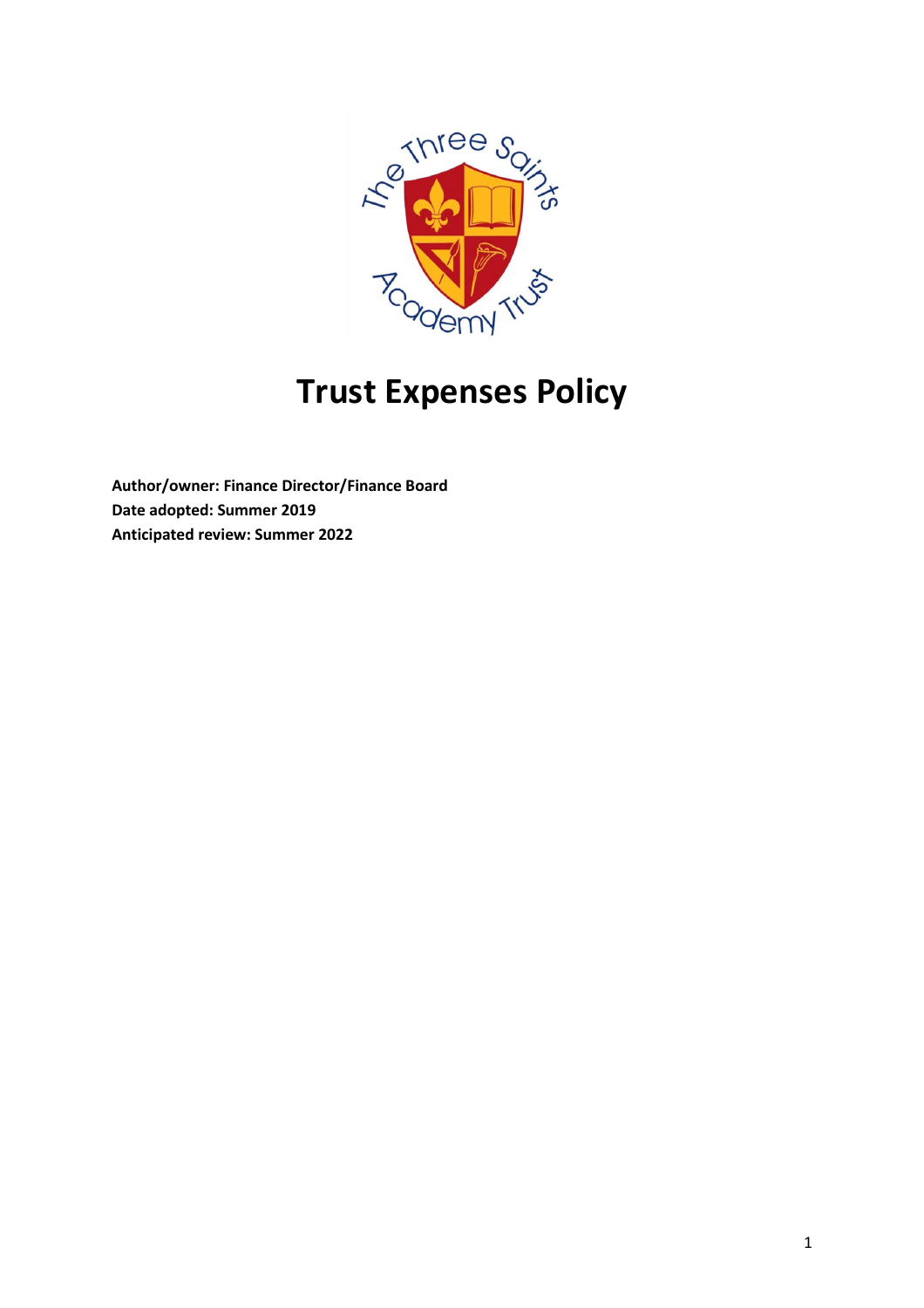# Trust Expenses Policy

**Author/owner: Finance Director/Finance Board**
**Date adopted: Summer 2019**
**Anticipated review: Summer 2022**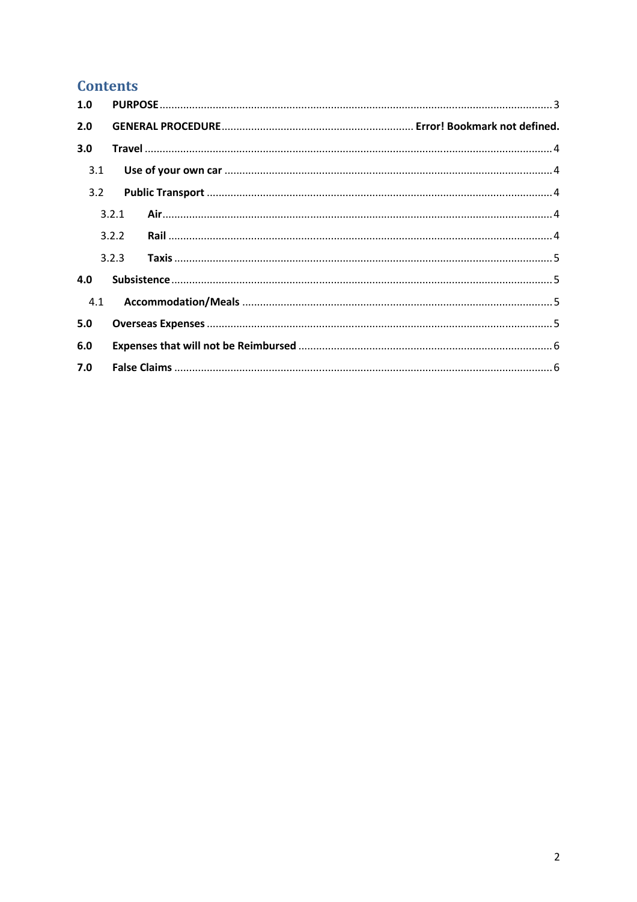# Contents

1.0 PURPOSE .......... 3

2.0 GENERAL PROCEDURE .......... Error! Bookmark not defined.

3.0 Travel .......... 4

3.1 Use of your own car .......... 4

3.2 Public Transport .......... 4

3.2.1 Air .......... 4

3.2.2 Rail .......... 4

3.2.3 Taxis .......... 5

4.0 Subsistence .......... 5

4.1 Accommodation/Meals .......... 5

5.0 Overseas Expenses .......... 5

6.0 Expenses that will not be Reimbursed .......... 6

7.0 False Claims .......... 6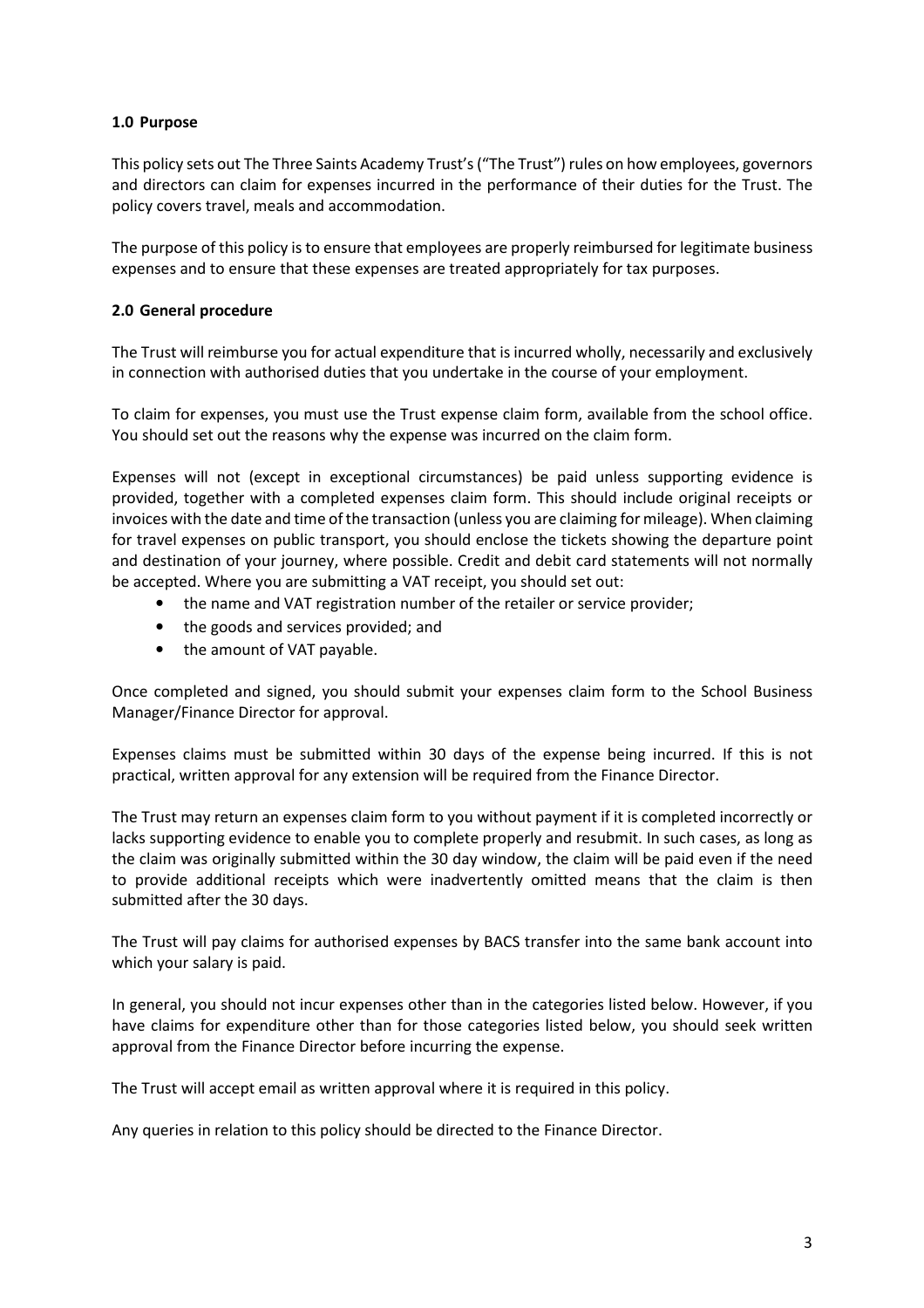## 1.0 Purpose

This policy sets out The Three Saints Academy Trust's ("The Trust") rules on how employees, governors and directors can claim for expenses incurred in the performance of their duties for the Trust. The policy covers travel, meals and accommodation.

The purpose of this policy is to ensure that employees are properly reimbursed for legitimate business expenses and to ensure that these expenses are treated appropriately for tax purposes.

## 2.0 General procedure

The Trust will reimburse you for actual expenditure that is incurred wholly, necessarily and exclusively in connection with authorised duties that you undertake in the course of your employment.

To claim for expenses, you must use the Trust expense claim form, available from the school office. You should set out the reasons why the expense was incurred on the claim form.

Expenses will not (except in exceptional circumstances) be paid unless supporting evidence is provided, together with a completed expenses claim form. This should include original receipts or invoices with the date and time of the transaction (unless you are claiming for mileage). When claiming for travel expenses on public transport, you should enclose the tickets showing the departure point and destination of your journey, where possible. Credit and debit card statements will not normally be accepted. Where you are submitting a VAT receipt, you should set out:

- the name and VAT registration number of the retailer or service provider;
- the goods and services provided; and
- the amount of VAT payable.

Once completed and signed, you should submit your expenses claim form to the School Business Manager/Finance Director for approval.

Expenses claims must be submitted within 30 days of the expense being incurred. If this is not practical, written approval for any extension will be required from the Finance Director.

The Trust may return an expenses claim form to you without payment if it is completed incorrectly or lacks supporting evidence to enable you to complete properly and resubmit. In such cases, as long as the claim was originally submitted within the 30 day window, the claim will be paid even if the need to provide additional receipts which were inadvertently omitted means that the claim is then submitted after the 30 days.

The Trust will pay claims for authorised expenses by BACS transfer into the same bank account into which your salary is paid.

In general, you should not incur expenses other than in the categories listed below. However, if you have claims for expenditure other than for those categories listed below, you should seek written approval from the Finance Director before incurring the expense.

The Trust will accept email as written approval where it is required in this policy.

Any queries in relation to this policy should be directed to the Finance Director.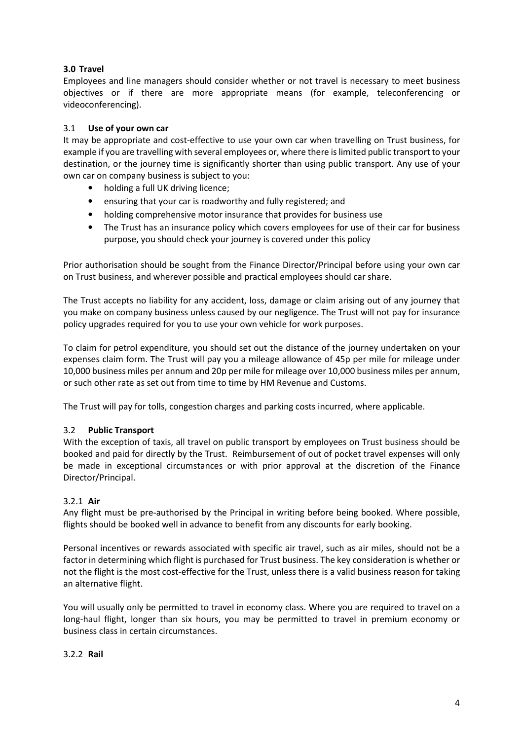## 3.0 Travel

Employees and line managers should consider whether or not travel is necessary to meet business objectives or if there are more appropriate means (for example, teleconferencing or videoconferencing).

### 3.1 Use of your own car

It may be appropriate and cost-effective to use your own car when travelling on Trust business, for example if you are travelling with several employees or, where there is limited public transport to your destination, or the journey time is significantly shorter than using public transport. Any use of your own car on company business is subject to you:

- holding a full UK driving licence;
- ensuring that your car is roadworthy and fully registered; and
- holding comprehensive motor insurance that provides for business use
- The Trust has an insurance policy which covers employees for use of their car for business purpose, you should check your journey is covered under this policy

Prior authorisation should be sought from the Finance Director/Principal before using your own car on Trust business, and wherever possible and practical employees should car share.

The Trust accepts no liability for any accident, loss, damage or claim arising out of any journey that you make on company business unless caused by our negligence. The Trust will not pay for insurance policy upgrades required for you to use your own vehicle for work purposes.

To claim for petrol expenditure, you should set out the distance of the journey undertaken on your expenses claim form. The Trust will pay you a mileage allowance of 45p per mile for mileage under 10,000 business miles per annum and 20p per mile for mileage over 10,000 business miles per annum, or such other rate as set out from time to time by HM Revenue and Customs.

The Trust will pay for tolls, congestion charges and parking costs incurred, where applicable.

### 3.2 Public Transport

With the exception of taxis, all travel on public transport by employees on Trust business should be booked and paid for directly by the Trust. Reimbursement of out of pocket travel expenses will only be made in exceptional circumstances or with prior approval at the discretion of the Finance Director/Principal.

#### 3.2.1 Air

Any flight must be pre-authorised by the Principal in writing before being booked. Where possible, flights should be booked well in advance to benefit from any discounts for early booking.

Personal incentives or rewards associated with specific air travel, such as air miles, should not be a factor in determining which flight is purchased for Trust business. The key consideration is whether or not the flight is the most cost-effective for the Trust, unless there is a valid business reason for taking an alternative flight.

You will usually only be permitted to travel in economy class. Where you are required to travel on a long-haul flight, longer than six hours, you may be permitted to travel in premium economy or business class in certain circumstances.

#### 3.2.2 Rail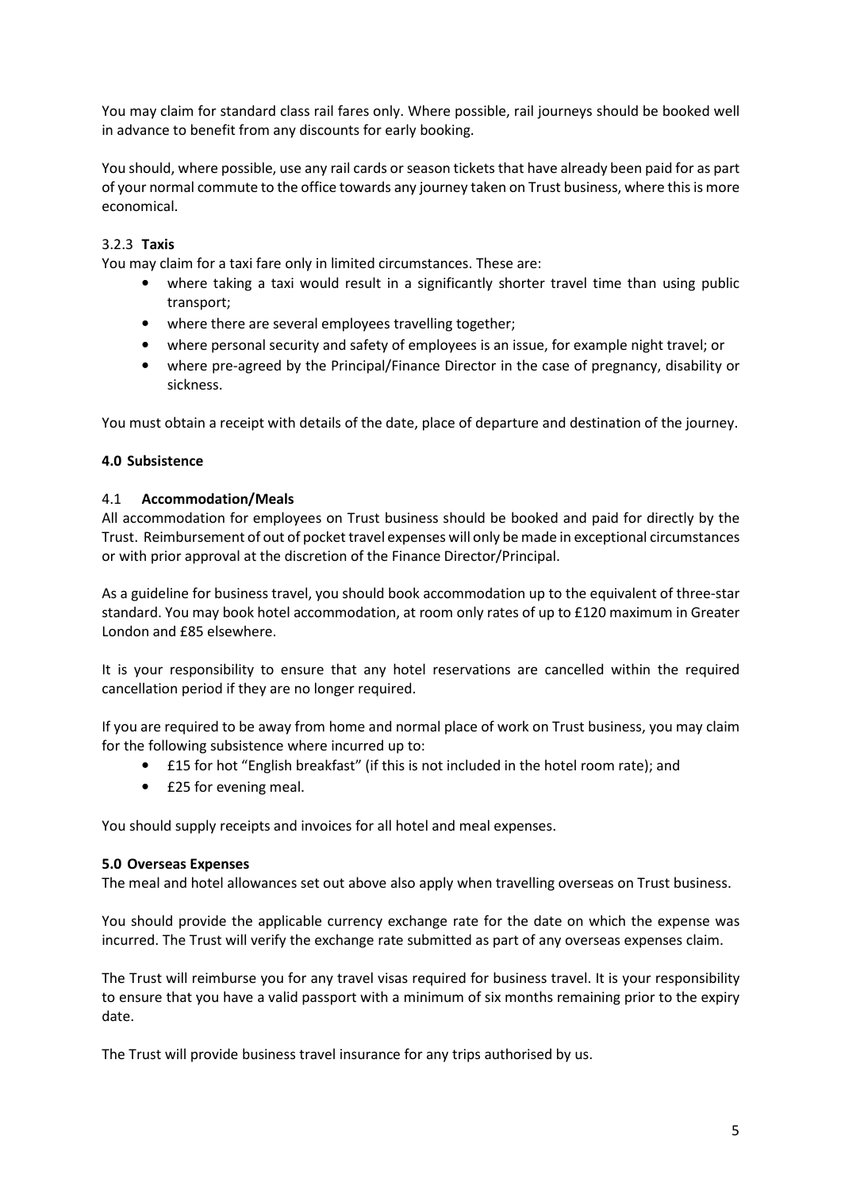You may claim for standard class rail fares only. Where possible, rail journeys should be booked well in advance to benefit from any discounts for early booking.

You should, where possible, use any rail cards or season tickets that have already been paid for as part of your normal commute to the office towards any journey taken on Trust business, where this is more economical.

#### 3.2.3 **Taxis**

You may claim for a taxi fare only in limited circumstances. These are:

- where taking a taxi would result in a significantly shorter travel time than using public transport;
- where there are several employees travelling together;
- where personal security and safety of employees is an issue, for example night travel; or
- where pre-agreed by the Principal/Finance Director in the case of pregnancy, disability or sickness.

You must obtain a receipt with details of the date, place of departure and destination of the journey.

## 4.0 Subsistence

### 4.1 Accommodation/Meals

All accommodation for employees on Trust business should be booked and paid for directly by the Trust. Reimbursement of out of pocket travel expenses will only be made in exceptional circumstances or with prior approval at the discretion of the Finance Director/Principal.

As a guideline for business travel, you should book accommodation up to the equivalent of three-star standard. You may book hotel accommodation, at room only rates of up to £120 maximum in Greater London and £85 elsewhere.

It is your responsibility to ensure that any hotel reservations are cancelled within the required cancellation period if they are no longer required.

If you are required to be away from home and normal place of work on Trust business, you may claim for the following subsistence where incurred up to:

- £15 for hot "English breakfast" (if this is not included in the hotel room rate); and
- £25 for evening meal.

You should supply receipts and invoices for all hotel and meal expenses.

## 5.0 Overseas Expenses

The meal and hotel allowances set out above also apply when travelling overseas on Trust business.

You should provide the applicable currency exchange rate for the date on which the expense was incurred. The Trust will verify the exchange rate submitted as part of any overseas expenses claim.

The Trust will reimburse you for any travel visas required for business travel. It is your responsibility to ensure that you have a valid passport with a minimum of six months remaining prior to the expiry date.

The Trust will provide business travel insurance for any trips authorised by us.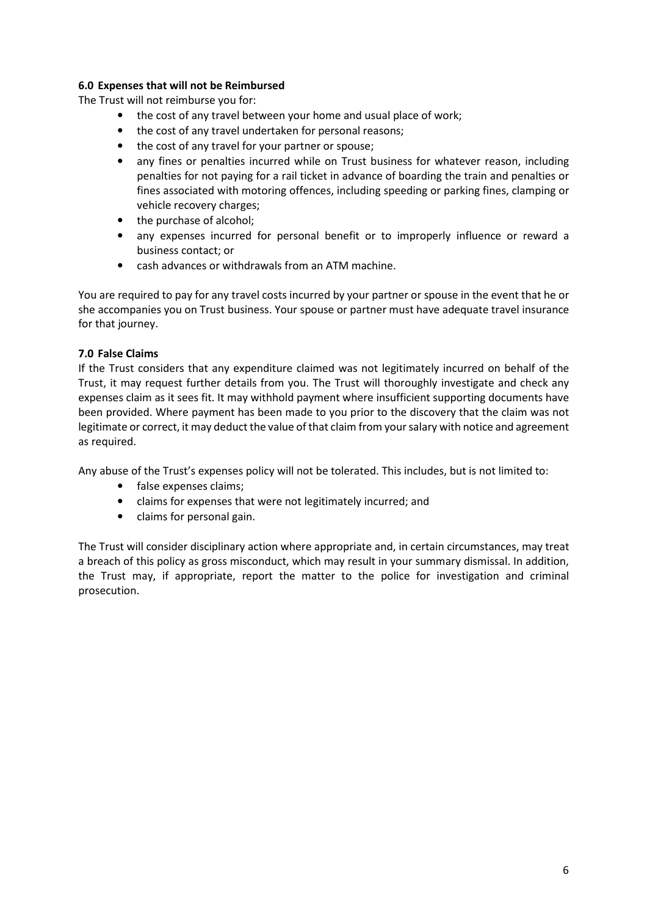## 6.0 Expenses that will not be Reimbursed

The Trust will not reimburse you for:

- the cost of any travel between your home and usual place of work;
- the cost of any travel undertaken for personal reasons;
- the cost of any travel for your partner or spouse;
- any fines or penalties incurred while on Trust business for whatever reason, including penalties for not paying for a rail ticket in advance of boarding the train and penalties or fines associated with motoring offences, including speeding or parking fines, clamping or vehicle recovery charges;
- the purchase of alcohol;
- any expenses incurred for personal benefit or to improperly influence or reward a business contact; or
- cash advances or withdrawals from an ATM machine.

You are required to pay for any travel costs incurred by your partner or spouse in the event that he or she accompanies you on Trust business. Your spouse or partner must have adequate travel insurance for that journey.

## 7.0 False Claims

If the Trust considers that any expenditure claimed was not legitimately incurred on behalf of the Trust, it may request further details from you. The Trust will thoroughly investigate and check any expenses claim as it sees fit. It may withhold payment where insufficient supporting documents have been provided. Where payment has been made to you prior to the discovery that the claim was not legitimate or correct, it may deduct the value of that claim from your salary with notice and agreement as required.

Any abuse of the Trust's expenses policy will not be tolerated. This includes, but is not limited to:

- false expenses claims;
- claims for expenses that were not legitimately incurred; and
- claims for personal gain.

The Trust will consider disciplinary action where appropriate and, in certain circumstances, may treat a breach of this policy as gross misconduct, which may result in your summary dismissal. In addition, the Trust may, if appropriate, report the matter to the police for investigation and criminal prosecution.